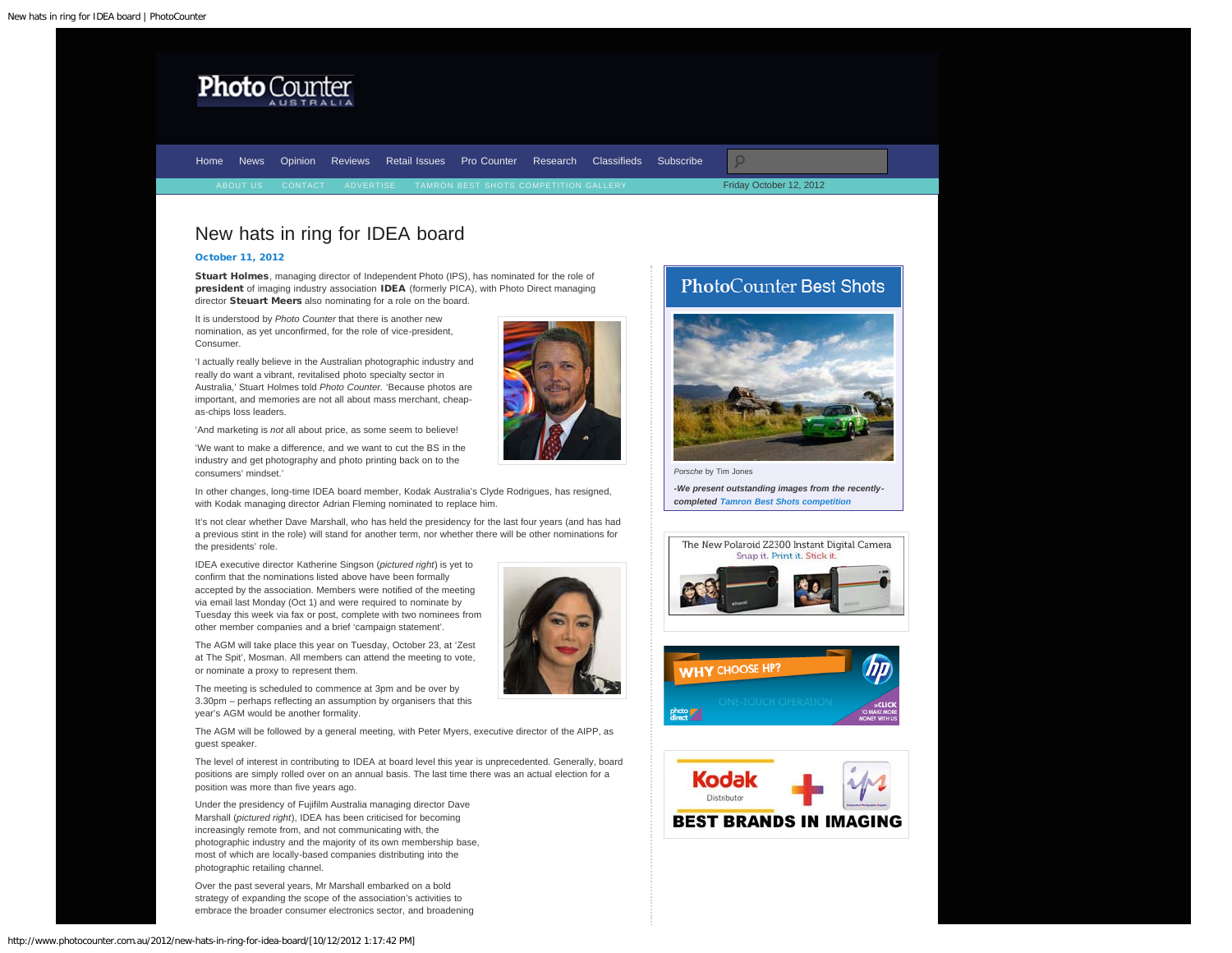# New hats in ring for IDEA board

**October 11, 2012**

**Stuart Holmes**, managing director of Independent Photo (IPS), has nominated for the role of **president** of imaging industry association **IDEA** (formerly PICA), with Photo Direct managing director **Steuart Meers** also nominating for a role on the board.

It is understood by *Photo Counter* that there is another new nomination, as yet unconfirmed, for the role of vice-president, Consumer.

'I actually really believe in the Australian photographic industry and really do want a vibrant, revitalised photo specialty sector in Australia,' Stuart Holmes told *Photo Counter*. 'Because photos are important, and memories are not all about mass merchant, cheap-as-chips loss leaders.

'And marketing is *not* all about price, as some seem to believe!

'We want to make a difference, and we want to cut the BS in the industry and get photography and photo printing back on to the consumers' mindset.'

In other changes, long-time IDEA board member, Kodak Australia's Clyde Rodrigues, has resigned, with Kodak managing director Adrian Fleming nominated to replace him.

It's not clear whether Dave Marshall, who has held the presidency for the last four years (and has had a previous stint in the role) will stand for another term, nor whether there will be other nominations for the presidents' role.

IDEA executive director Katherine Singson (*pictured right*) is yet to confirm that the nominations listed above have been formally accepted by the association. Members were notified of the meeting via email last Monday (Oct 1) and were required to nominate by Tuesday this week via fax or post, complete with two nominees from other member companies and a brief 'campaign statement'.

The AGM will take place this year on Tuesday, October 23, at 'Zest at The Spit', Mosman. All members can attend the meeting to vote, or nominate a proxy to represent them.

The meeting is scheduled to commence at 3pm and be over by 3.30pm – perhaps reflecting an assumption by organisers that this year's AGM would be another formality.

The AGM will be followed by a general meeting, with Peter Myers, executive director of the AIPP, as guest speaker.

The level of interest in contributing to IDEA at board level this year is unprecedented. Generally, board positions are simply rolled over on an annual basis. The last time there was an actual election for a position was more than five years ago.

Under the presidency of Fujifilm Australia managing director Dave Marshall (*pictured right*), IDEA has been criticised for becoming increasingly remote from, and not communicating with, the photographic industry and the majority of its own membership base, most of which are locally-based companies distributing into the photographic retailing channel.

Over the past several years, Mr Marshall embarked on a bold strategy of expanding the scope of the association's activities to embrace the broader consumer electronics sector, and broadening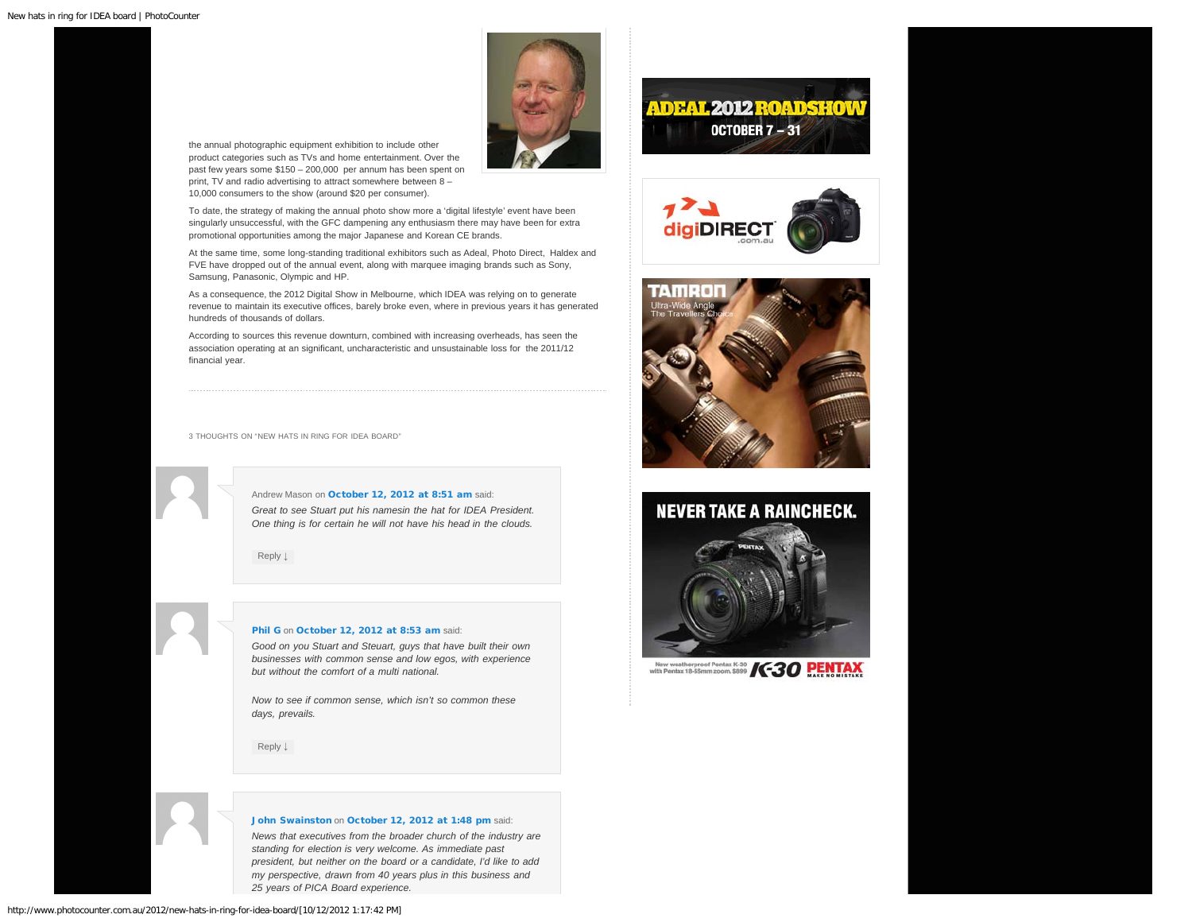the annual photographic equipment exhibition to include other product categories such as TVs and home entertainment. Over the past few years some $150 – 200,000 per annum has been spent on print, TV and radio advertising to attract somewhere between 8 – 10,000 consumers to the show (around $20 per consumer).

To date, the strategy of making the annual photo show more a 'digital lifestyle' event have been singularly unsuccessful, with the GFC dampening any enthusiasm there may have been for extra promotional opportunities among the major Japanese and Korean CE brands.

At the same time, some long-standing traditional exhibitors such as Adeal, Photo Direct, Haldex and FVE have dropped out of the annual event, along with marquee imaging brands such as Sony, Samsung, Panasonic, Olympic and HP.

As a consequence, the 2012 Digital Show in Melbourne, which IDEA was relying on to generate revenue to maintain its executive offices, barely broke even, where in previous years it has generated hundreds of thousands of dollars.

According to sources this revenue downturn, combined with increasing overheads, has seen the association operating at an significant, uncharacteristic and unsustainable loss for the 2011/12 financial year.

3 THOUGHTS ON "NEW HATS IN RING FOR IDEA BOARD"

Andrew Mason on **October 12, 2012 at 8:51 am** said:

*Great to see Stuart put his namesin the hat for IDEA President. One thing is for certain he will not have his head in the clouds.*

Reply ↓

**Phil G** on **October 12, 2012 at 8:53 am** said:

*Good on you Stuart and Steuart, guys that have built their own businesses with common sense and low egos, with experience but without the comfort of a multi national.*

*Now to see if common sense, which isn't so common these days, prevails.*

Reply ↓

**John Swainston** on **October 12, 2012 at 1:48 pm** said:

*News that executives from the broader church of the industry are standing for election is very welcome. As immediate past president, but neither on the board or a candidate, I'd like to add my perspective, drawn from 40 years plus in this business and 25 years of PICA Board experience.*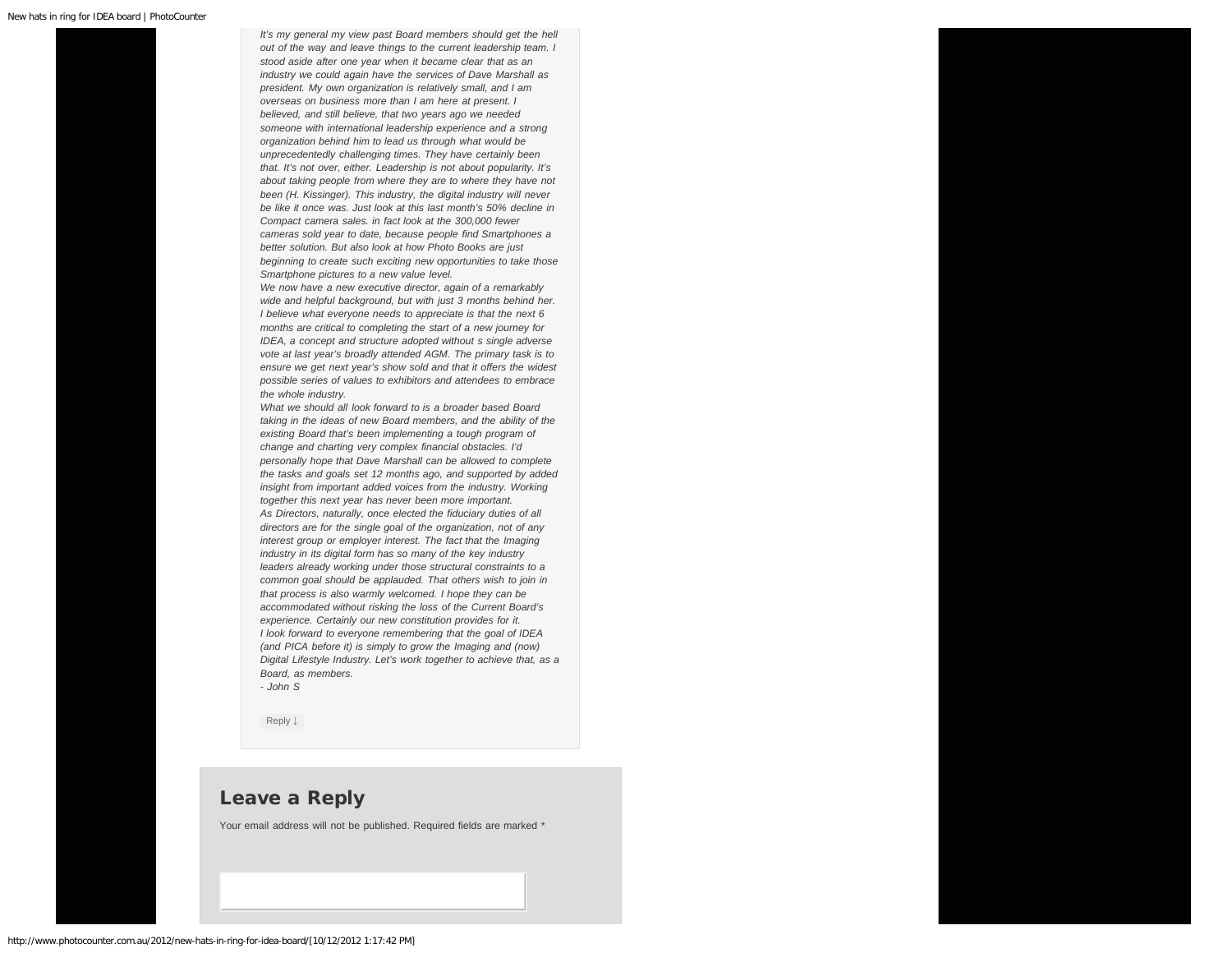*It's my general my view past Board members should get the hell out of the way and leave things to the current leadership team. I stood aside after one year when it became clear that as an industry we could again have the services of Dave Marshall as president. My own organization is relatively small, and I am overseas on business more than I am here at present. I believed, and still believe, that two years ago we needed someone with international leadership experience and a strong organization behind him to lead us through what would be unprecedentedly challenging times. They have certainly been that. It's not over, either. Leadership is not about popularity. It's about taking people from where they are to where they have not been (H. Kissinger). This industry, the digital industry will never be like it once was. Just look at this last month's 50% decline in Compact camera sales. in fact look at the 300,000 fewer cameras sold year to date, because people find Smartphones a better solution. But also look at how Photo Books are just beginning to create such exciting new opportunities to take those Smartphone pictures to a new value level.*

*We now have a new executive director, again of a remarkably wide and helpful background, but with just 3 months behind her. I believe what everyone needs to appreciate is that the next 6 months are critical to completing the start of a new journey for IDEA, a concept and structure adopted without s single adverse vote at last year's broadly attended AGM. The primary task is to ensure we get next year's show sold and that it offers the widest possible series of values to exhibitors and attendees to embrace the whole industry.*

*What we should all look forward to is a broader based Board taking in the ideas of new Board members, and the ability of the existing Board that's been implementing a tough program of change and charting very complex financial obstacles. I'd personally hope that Dave Marshall can be allowed to complete the tasks and goals set 12 months ago, and supported by added insight from important added voices from the industry. Working together this next year has never been more important.*

*As Directors, naturally, once elected the fiduciary duties of all directors are for the single goal of the organization, not of any interest group or employer interest. The fact that the Imaging industry in its digital form has so many of the key industry leaders already working under those structural constraints to a common goal should be applauded. That others wish to join in that process is also warmly welcomed. I hope they can be accommodated without risking the loss of the Current Board's experience. Certainly our new constitution provides for it.*

*I look forward to everyone remembering that the goal of IDEA (and PICA before it) is simply to grow the Imaging and (now) Digital Lifestyle Industry. Let's work together to achieve that, as a Board, as members.*

*- John S*

Reply ↓

## Leave a Reply

Your email address will not be published. Required fields are marked *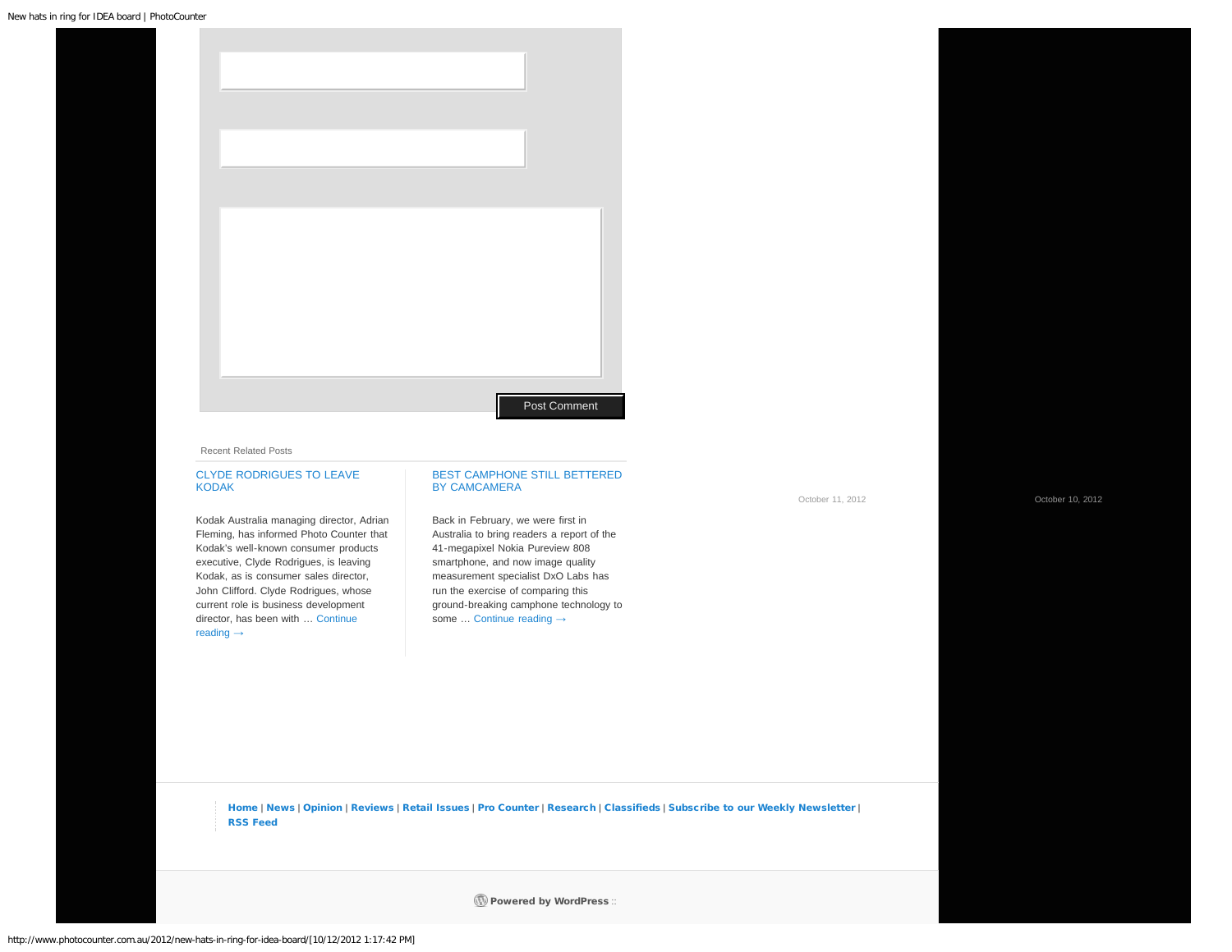Post Comment

Recent Related Posts

[CLYDE RODRIGUES TO LEAVE KODAK](#)

Kodak Australia managing director, Adrian Fleming, has informed Photo Counter that Kodak's well-known consumer products executive, Clyde Rodrigues, is leaving Kodak, as is consumer sales director, John Clifford. Clyde Rodrigues, whose current role is business development director, has been with … Continue reading →

October 11, 2012

[BEST CAMPHONE STILL BETTERED BY CAMCAMERA](#)

Back in February, we were first in Australia to bring readers a report of the 41-megapixel Nokia Pureview 808 smartphone, and now image quality measurement specialist DxO Labs has run the exercise of comparing this ground-breaking camphone technology to some … Continue reading →

October 10, 2012

**Home** | **News** | **Opinion** | **Reviews** | **Retail Issues** | **Pro Counter** | **Research** | **Classifieds** | **Subscribe to our Weekly Newsletter** | **RSS Feed**

**Powered by WordPress** ::